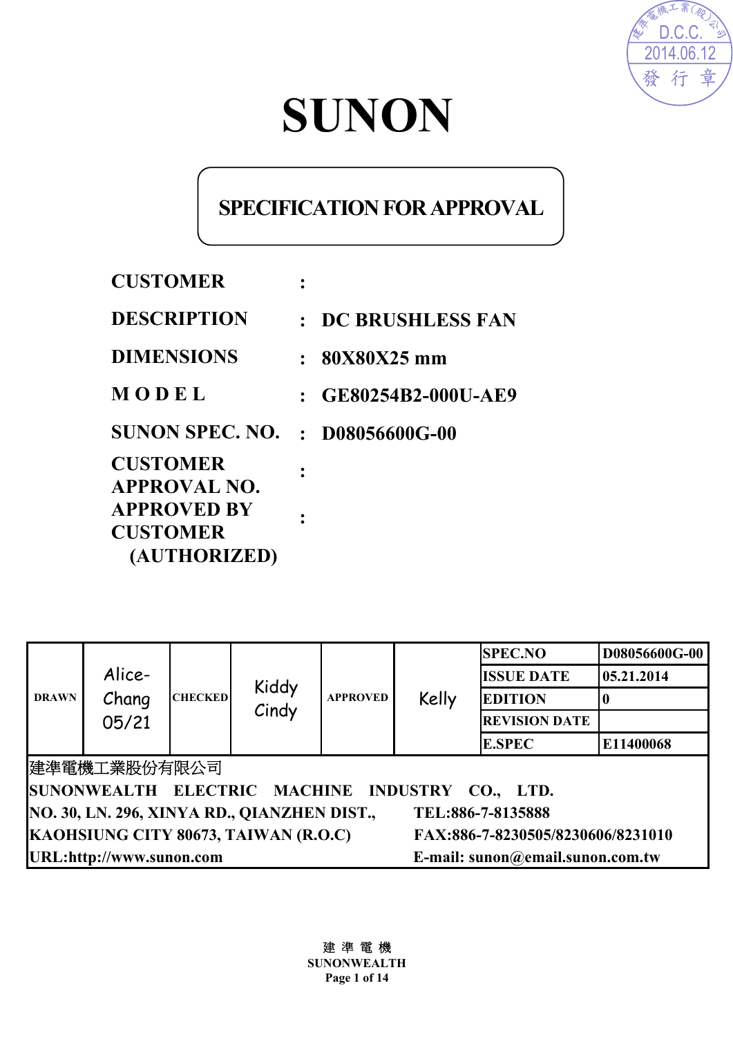建準電機工業(股)公司
D.C.C.
2014.06.12
發 行 章

# SUNON

## SPECIFICATION FOR APPROVAL

| | | |
|---|---|---|
| **CUSTOMER** | **:** | |
| **DESCRIPTION** | **:** | **DC BRUSHLESS FAN** |
| **DIMENSIONS** | **:** | **80X80X25 mm** |
| **M O D E L** | **:** | **GE80254B2-000U-AE9** |
| **SUNON SPEC. NO.** | **:** | **D08056600G-00** |
| **CUSTOMER APPROVAL NO.** | **:** | |
| **APPROVED BY CUSTOMER (AUTHORIZED)** | **:** | |

| DRAWN | Alice-Chang 05/21 | CHECKED | Kiddy Cindy | APPROVED | Kelly | SPEC.NO | D08056600G-00 |
|---|---|---|---|---|---|---|---|
| | | | | | | ISSUE DATE | 05.21.2014 |
| | | | | | | EDITION | 0 |
| | | | | | | REVISION DATE | |
| | | | | | | E.SPEC | E11400068 |

建準電機工業股份有限公司
**SUNONWEALTH ELECTRIC MACHINE INDUSTRY CO., LTD.**
**NO. 30, LN. 296, XINYA RD., QIANZHEN DIST., TEL:886-7-8135888**
**KAOHSIUNG CITY 80673, TAIWAN (R.O.C) FAX:886-7-8230505/8230606/8231010**
**URL:http://www.sunon.com E-mail: sunon@email.sunon.com.tw**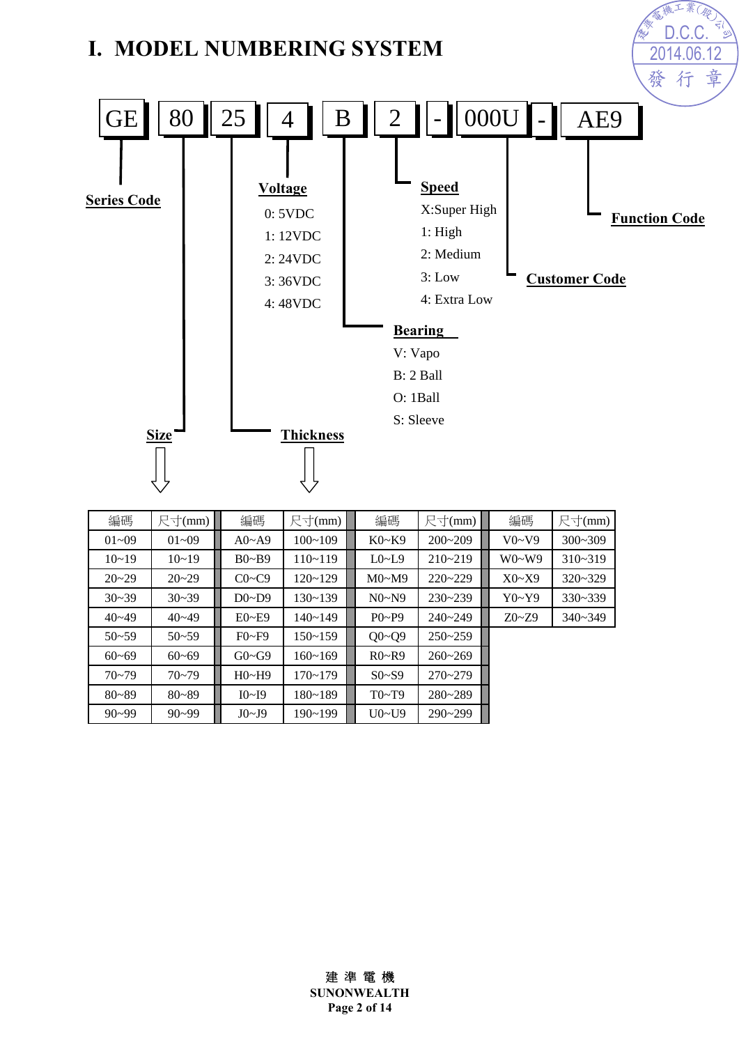# I. MODEL NUMBERING SYSTEM

GE | 80 | 25 | 4 | B | 2 | - | 000U | - | AE9

**Series Code**: GE

**Size**: 80

**Thickness**: 25

**Voltage**
- 0: 5VDC
- 1: 12VDC
- 2: 24VDC
- 3: 36VDC
- 4: 48VDC

**Bearing**
- V: Vapo
- B: 2 Ball
- O: 1Ball
- S: Sleeve

**Speed**
- X:Super High
- 1: High
- 2: Medium
- 3: Low
- 4: Extra Low

**Customer Code**: 000U

**Function Code**: AE9

| 編碼 | 尺寸(mm) | 編碼 | 尺寸(mm) | 編碼 | 尺寸(mm) | 編碼 | 尺寸(mm) |
|---|---|---|---|---|---|---|---|
| 01~09 | 01~09 | A0~A9 | 100~109 | K0~K9 | 200~209 | V0~V9 | 300~309 |
| 10~19 | 10~19 | B0~B9 | 110~119 | L0~L9 | 210~219 | W0~W9 | 310~319 |
| 20~29 | 20~29 | C0~C9 | 120~129 | M0~M9 | 220~229 | X0~X9 | 320~329 |
| 30~39 | 30~39 | D0~D9 | 130~139 | N0~N9 | 230~239 | Y0~Y9 | 330~339 |
| 40~49 | 40~49 | E0~E9 | 140~149 | P0~P9 | 240~249 | Z0~Z9 | 340~349 |
| 50~59 | 50~59 | F0~F9 | 150~159 | Q0~Q9 | 250~259 | | |
| 60~69 | 60~69 | G0~G9 | 160~169 | R0~R9 | 260~269 | | |
| 70~79 | 70~79 | H0~H9 | 170~179 | S0~S9 | 270~279 | | |
| 80~89 | 80~89 | I0~I9 | 180~189 | T0~T9 | 280~289 | | |
| 90~99 | 90~99 | J0~J9 | 190~199 | U0~U9 | 290~299 | | |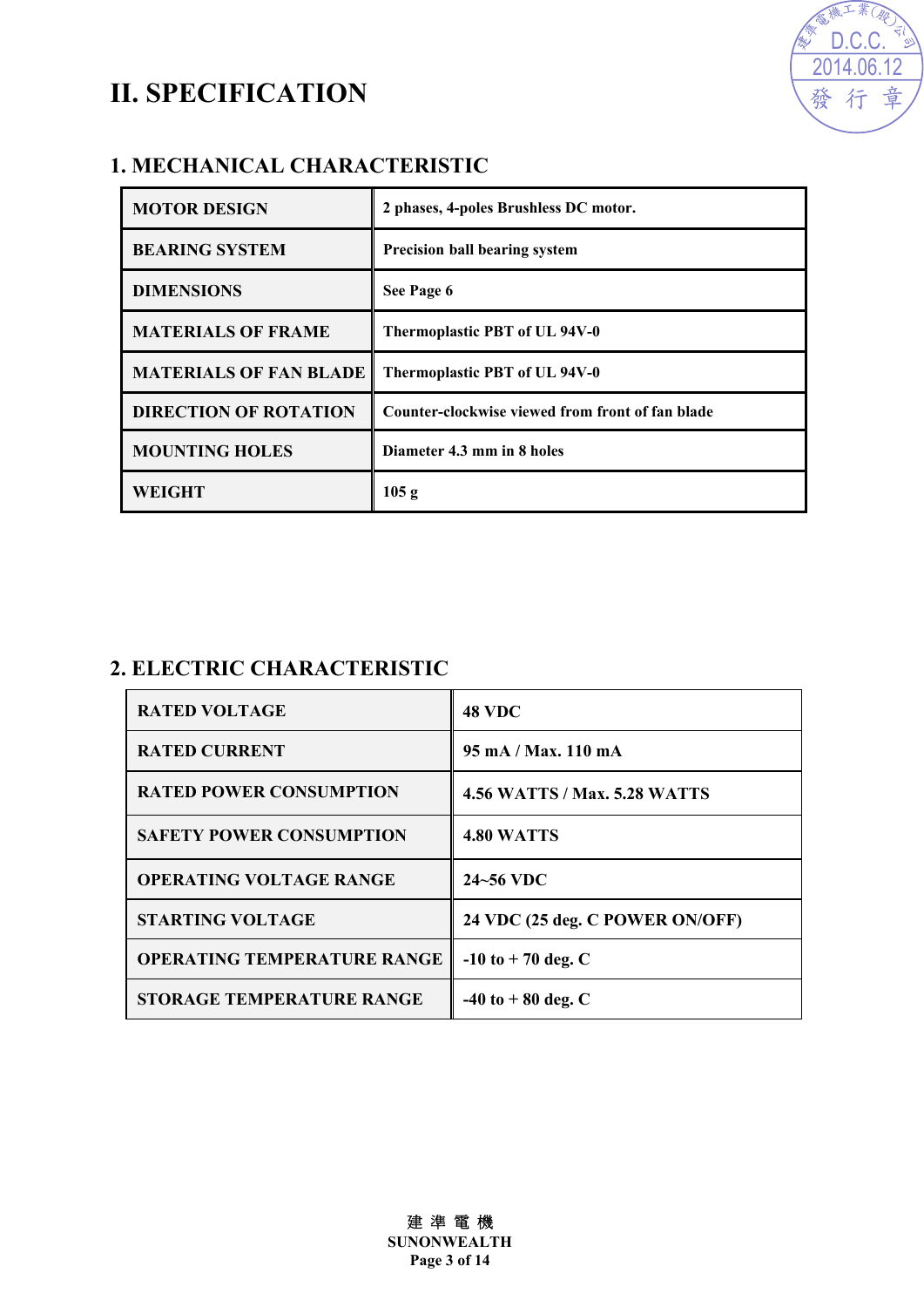# II. SPECIFICATION

## 1. MECHANICAL CHARACTERISTIC

| MOTOR DESIGN | 2 phases, 4-poles Brushless DC motor. |
|---|---|
| BEARING SYSTEM | Precision ball bearing system |
| DIMENSIONS | See Page 6 |
| MATERIALS OF FRAME | Thermoplastic PBT of UL 94V-0 |
| MATERIALS OF FAN BLADE | Thermoplastic PBT of UL 94V-0 |
| DIRECTION OF ROTATION | Counter-clockwise viewed from front of fan blade |
| MOUNTING HOLES | Diameter 4.3 mm in 8 holes |
| WEIGHT | 105 g |

## 2. ELECTRIC CHARACTERISTIC

| RATED VOLTAGE | 48 VDC |
|---|---|
| RATED CURRENT | 95 mA / Max. 110 mA |
| RATED POWER CONSUMPTION | 4.56 WATTS / Max. 5.28 WATTS |
| SAFETY POWER CONSUMPTION | 4.80 WATTS |
| OPERATING VOLTAGE RANGE | 24~56 VDC |
| STARTING VOLTAGE | 24 VDC (25 deg. C POWER ON/OFF) |
| OPERATING TEMPERATURE RANGE | -10 to + 70 deg. C |
| STORAGE TEMPERATURE RANGE | -40 to + 80 deg. C |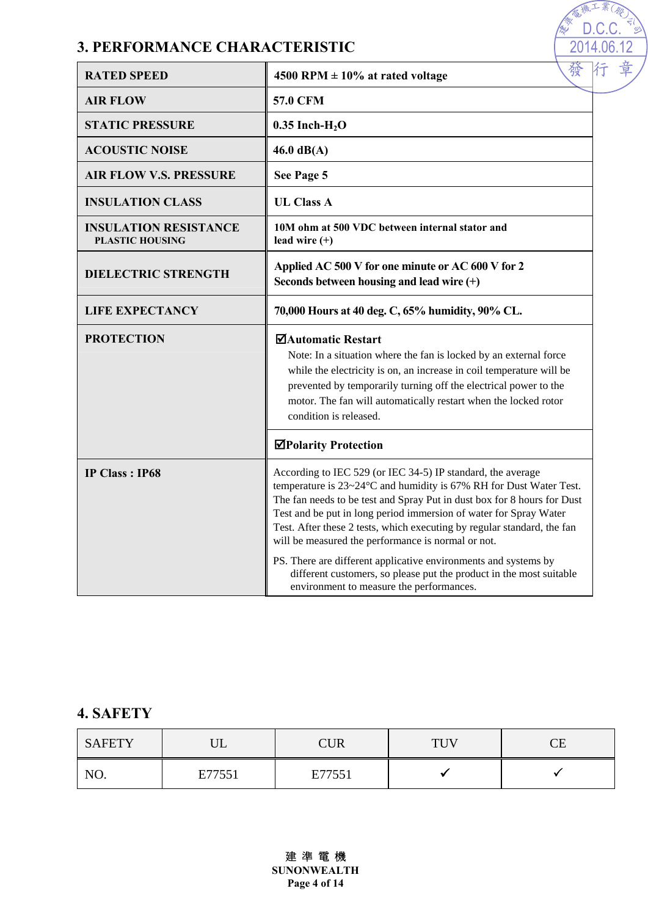## 3. PERFORMANCE CHARACTERISTIC

| | |
|---|---|
| **RATED SPEED** | **4500 RPM ± 10% at rated voltage** |
| **AIR FLOW** | **57.0 CFM** |
| **STATIC PRESSURE** | **0.35 Inch-$H_2O$** |
| **ACOUSTIC NOISE** | **46.0 dB(A)** |
| **AIR FLOW V.S. PRESSURE** | **See Page 5** |
| **INSULATION CLASS** | **UL Class A** |
| **INSULATION RESISTANCE** **PLASTIC HOUSING** | **10M ohm at 500 VDC between internal stator and lead wire (+)** |
| **DIELECTRIC STRENGTH** | **Applied AC 500 V for one minute or AC 600 V for 2 Seconds between housing and lead wire (+)** |
| **LIFE EXPECTANCY** | **70,000 Hours at 40 deg. C, 65% humidity, 90% CL.** |
| **PROTECTION** | ☑**Automatic Restart** Note: In a situation where the fan is locked by an external force while the electricity is on, an increase in coil temperature will be prevented by temporarily turning off the electrical power to the motor. The fan will automatically restart when the locked rotor condition is released. |
| | ☑**Polarity Protection** |
| **IP Class : IP68** | According to IEC 529 (or IEC 34-5) IP standard, the average temperature is 23~24°C and humidity is 67% RH for Dust Water Test. The fan needs to be test and Spray Put in dust box for 8 hours for Dust Test and be put in long period immersion of water for Spray Water Test. After these 2 tests, which executing by regular standard, the fan will be measured the performance is normal or not. PS. There are different applicative environments and systems by different customers, so please put the product in the most suitable environment to measure the performances. |

## 4. SAFETY

| SAFETY | UL | CUR | TUV | CE |
|---|---|---|---|---|
| NO. | E77551 | E77551 | ✓ | ✓ |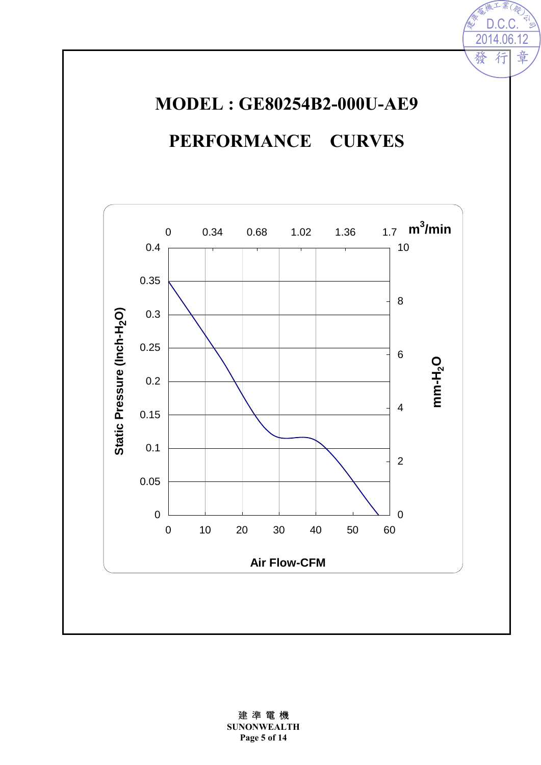# MODEL : GE80254B2-000U-AE9

## PERFORMANCE CURVES

Static Pressure (Inch-$H_2O$)

0.4
0.35
0.3
0.25
0.2
0.15
0.1
0.05
0

$m^3$/min

0 0.34 0.68 1.02 1.36 1.7

mm-$H_2O$

10
8
6
4
2
0

0 10 20 30 40 50 60

Air Flow-CFM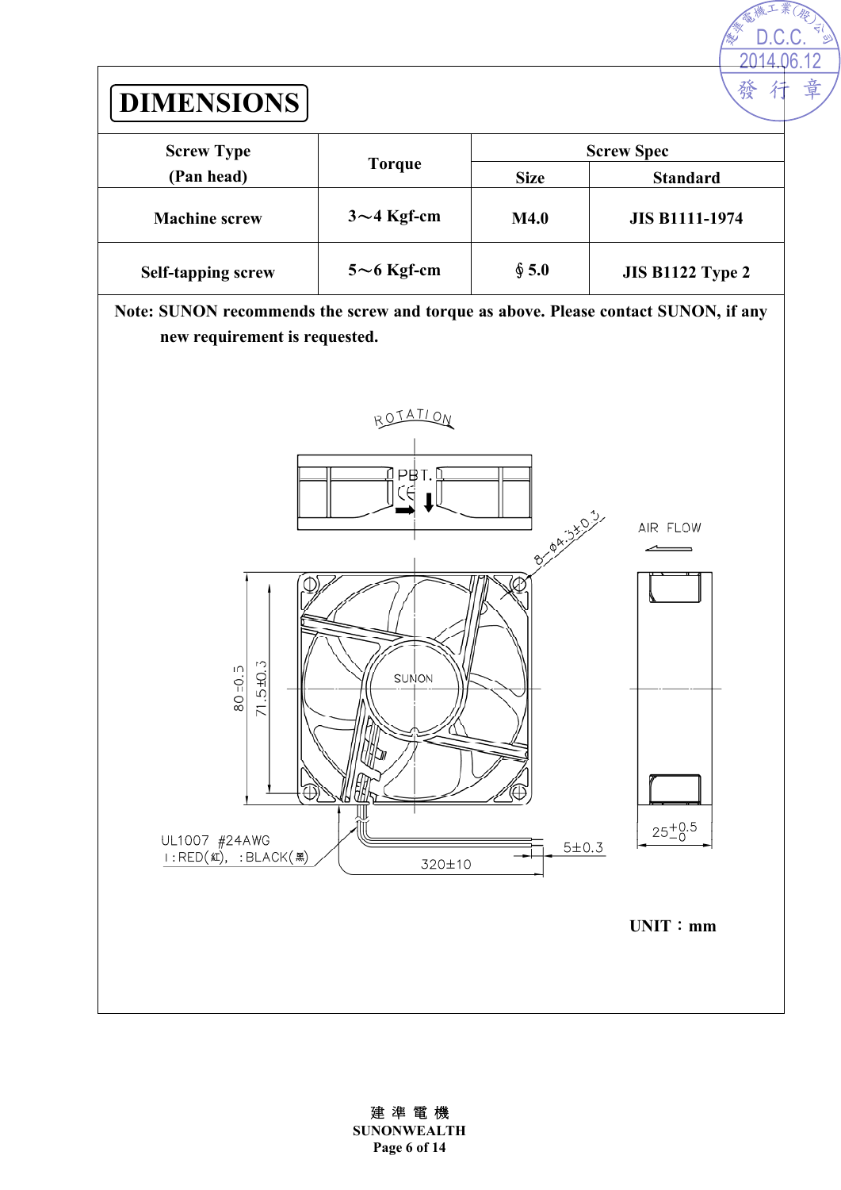# DIMENSIONS

| Screw Type (Pan head) | Torque | Screw Spec | |
|---|---|---|---|
| | | Size | Standard |
| Machine screw | 3～4 Kgf-cm | M4.0 | JIS B1111-1974 |
| Self-tapping screw | 5～6 Kgf-cm | § 5.0 | JIS B1122 Type 2 |

Note: SUNON recommends the screw and torque as above. Please contact SUNON, if any new requirement is requested.

ROTATION

PBT.

AIR FLOW

8−ø4.3±0.3

80±0.5

71.5±0.3

SUNON

UL1007 #24AWG

⊕:RED(紅), ⊖:BLACK(黑)

320±10

5±0.3

$25^{+0.5}_{-0}$

UNIT：mm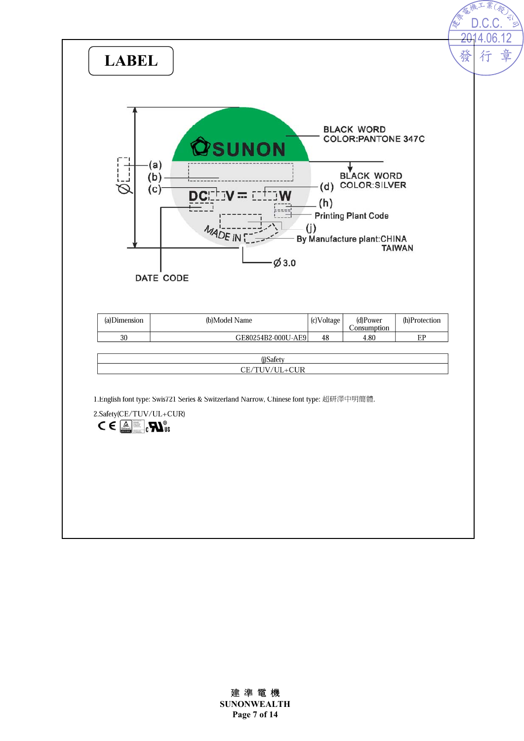# LABEL

BLACK WORD
COLOR:PANTONE 347C

SUNON

(a)
(b)
(c)

BLACK WORD
COLOR:SILVER

DC V W (d)

(h)

Printing Plant Code

MADE IN (j)

By Manufacture plant:CHINA
TAIWAN

Ø 3.0

DATE CODE

| (a)Dimension | (b)Model Name | (c)Voltage | (d)Power Consumption | (h)Protection |
|---|---|---|---|---|
| 30 | GE80254B2-000U-AE9 | 48 | 4.80 | EP |

| (j)Safety |
|---|
| CE/TUV/UL+CUR |

1.English font type: Swis721 Series & Switzerland Narrow, Chinese font type: 超研澤中明簡體.

2.Safety(CE/TUV/UL+CUR)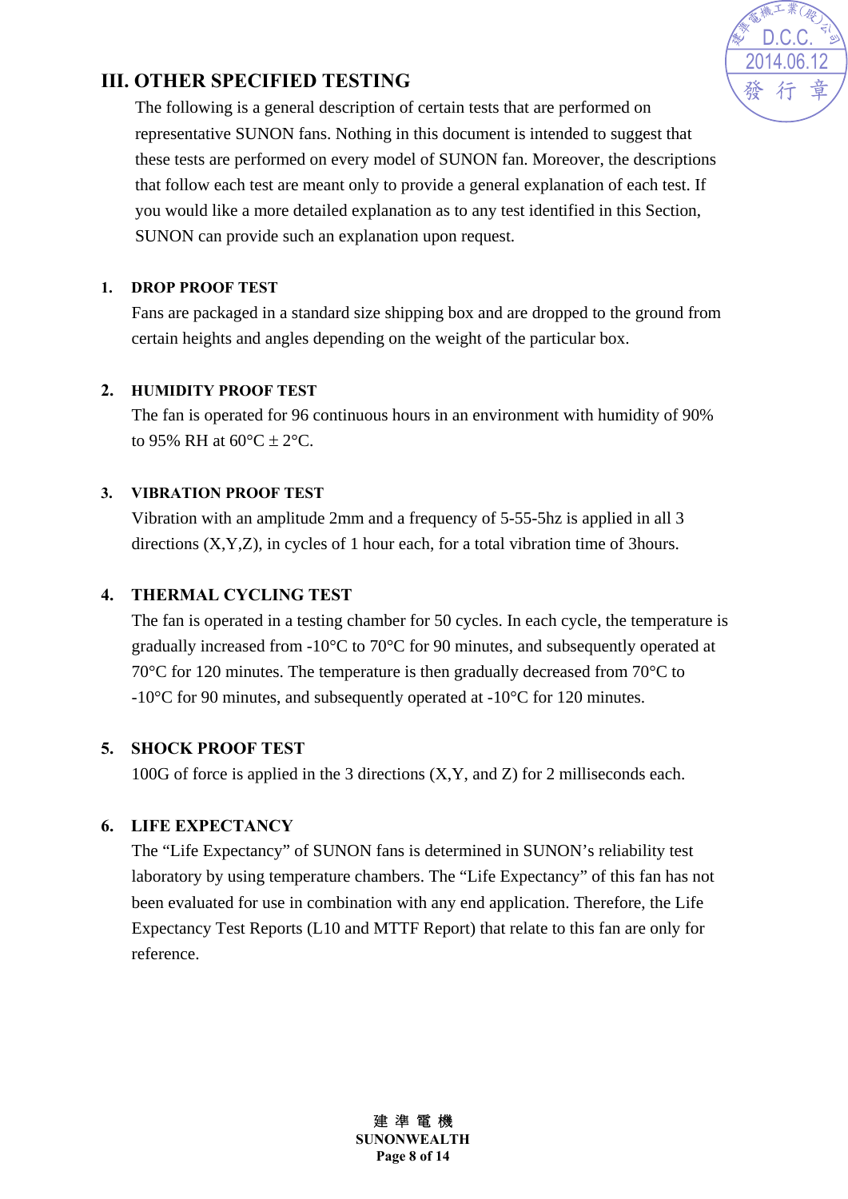## III. OTHER SPECIFIED TESTING

The following is a general description of certain tests that are performed on representative SUNON fans. Nothing in this document is intended to suggest that these tests are performed on every model of SUNON fan. Moreover, the descriptions that follow each test are meant only to provide a general explanation of each test. If you would like a more detailed explanation as to any test identified in this Section, SUNON can provide such an explanation upon request.

**1. DROP PROOF TEST**

Fans are packaged in a standard size shipping box and are dropped to the ground from certain heights and angles depending on the weight of the particular box.

**2. HUMIDITY PROOF TEST**

The fan is operated for 96 continuous hours in an environment with humidity of 90% to 95% RH at 60°C ± 2°C.

**3. VIBRATION PROOF TEST**

Vibration with an amplitude 2mm and a frequency of 5-55-5hz is applied in all 3 directions (X,Y,Z), in cycles of 1 hour each, for a total vibration time of 3hours.

**4. THERMAL CYCLING TEST**

The fan is operated in a testing chamber for 50 cycles. In each cycle, the temperature is gradually increased from -10°C to 70°C for 90 minutes, and subsequently operated at 70°C for 120 minutes. The temperature is then gradually decreased from 70°C to -10°C for 90 minutes, and subsequently operated at -10°C for 120 minutes.

**5. SHOCK PROOF TEST**

100G of force is applied in the 3 directions (X,Y, and Z) for 2 milliseconds each.

**6. LIFE EXPECTANCY**

The “Life Expectancy” of SUNON fans is determined in SUNON’s reliability test laboratory by using temperature chambers. The “Life Expectancy” of this fan has not been evaluated for use in combination with any end application. Therefore, the Life Expectancy Test Reports (L10 and MTTF Report) that relate to this fan are only for reference.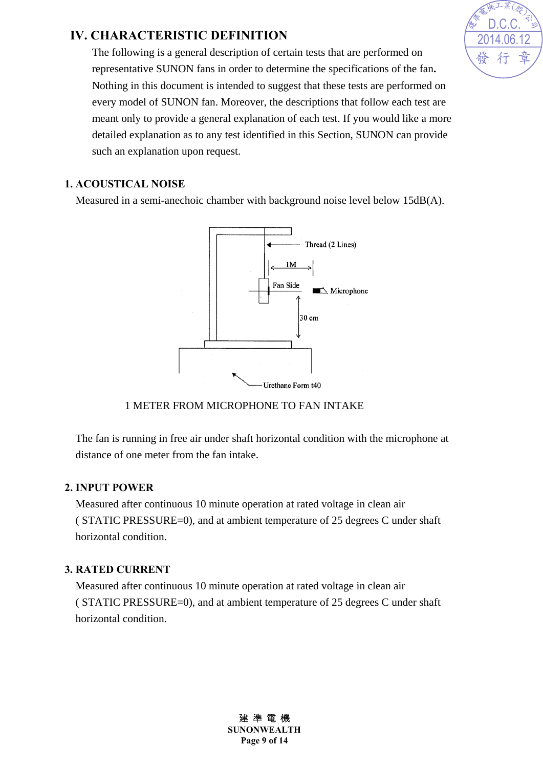## IV. CHARACTERISTIC DEFINITION

The following is a general description of certain tests that are performed on representative SUNON fans in order to determine the specifications of the fan**.** Nothing in this document is intended to suggest that these tests are performed on every model of SUNON fan. Moreover, the descriptions that follow each test are meant only to provide a general explanation of each test. If you would like a more detailed explanation as to any test identified in this Section, SUNON can provide such an explanation upon request.

### 1. ACOUSTICAL NOISE

Measured in a semi-anechoic chamber with background noise level below 15dB(A).

Thread (2 Lines)

1M

Fan Side

Microphone

30 cm

Urethane Form t40

1 METER FROM MICROPHONE TO FAN INTAKE

The fan is running in free air under shaft horizontal condition with the microphone at distance of one meter from the fan intake.

### 2. INPUT POWER

Measured after continuous 10 minute operation at rated voltage in clean air ( STATIC PRESSURE=0), and at ambient temperature of 25 degrees C under shaft horizontal condition.

### 3. RATED CURRENT

Measured after continuous 10 minute operation at rated voltage in clean air ( STATIC PRESSURE=0), and at ambient temperature of 25 degrees C under shaft horizontal condition.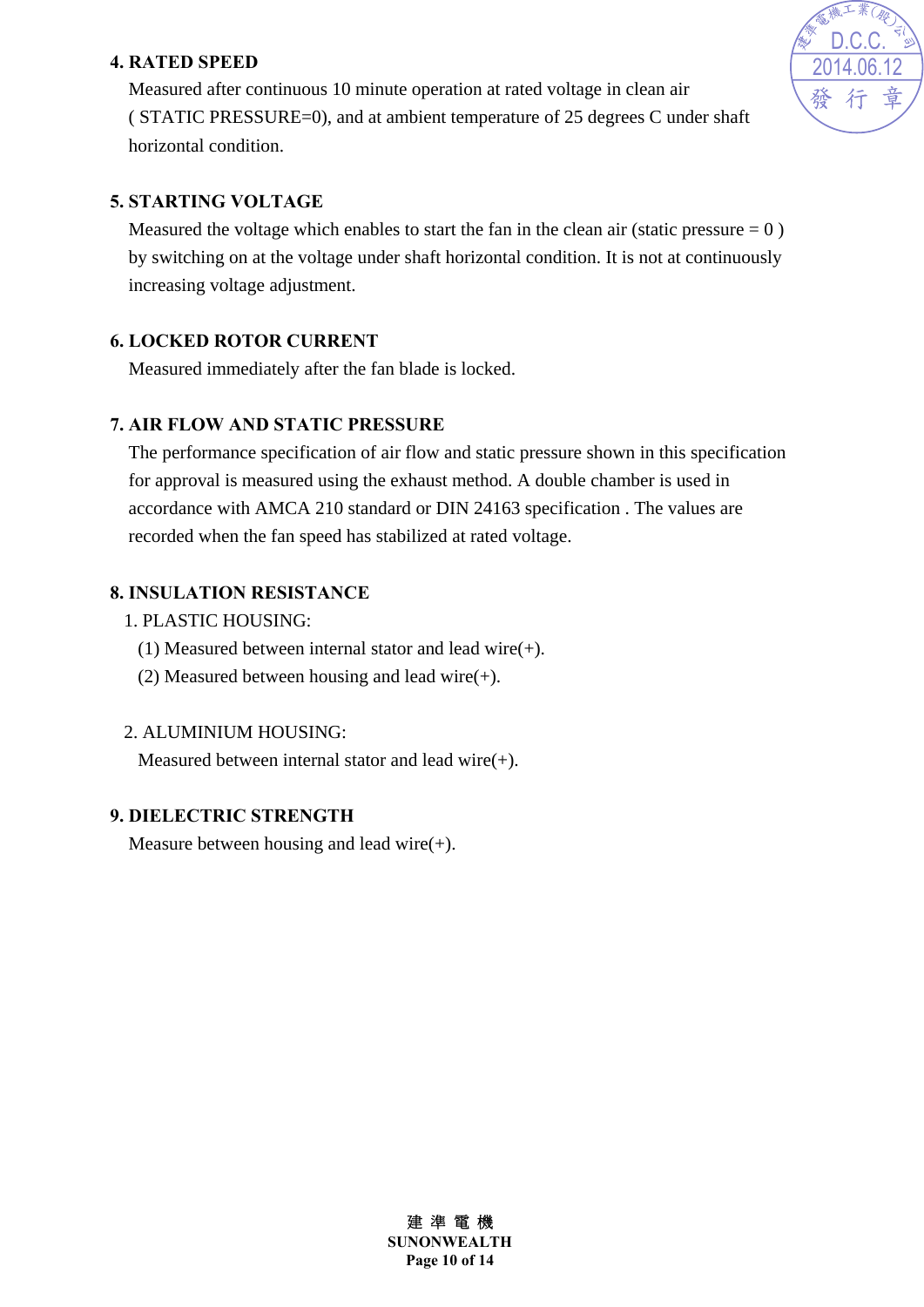## 4. RATED SPEED

Measured after continuous 10 minute operation at rated voltage in clean air ( STATIC PRESSURE=0), and at ambient temperature of 25 degrees C under shaft horizontal condition.

## 5. STARTING VOLTAGE

Measured the voltage which enables to start the fan in the clean air (static pressure = 0 ) by switching on at the voltage under shaft horizontal condition. It is not at continuously increasing voltage adjustment.

## 6. LOCKED ROTOR CURRENT

Measured immediately after the fan blade is locked.

## 7. AIR FLOW AND STATIC PRESSURE

The performance specification of air flow and static pressure shown in this specification for approval is measured using the exhaust method. A double chamber is used in accordance with AMCA 210 standard or DIN 24163 specification . The values are recorded when the fan speed has stabilized at rated voltage.

## 8. INSULATION RESISTANCE

1. PLASTIC HOUSING:
   (1) Measured between internal stator and lead wire(+).
   (2) Measured between housing and lead wire(+).

2. ALUMINIUM HOUSING:
   Measured between internal stator and lead wire(+).

## 9. DIELECTRIC STRENGTH

Measure between housing and lead wire(+).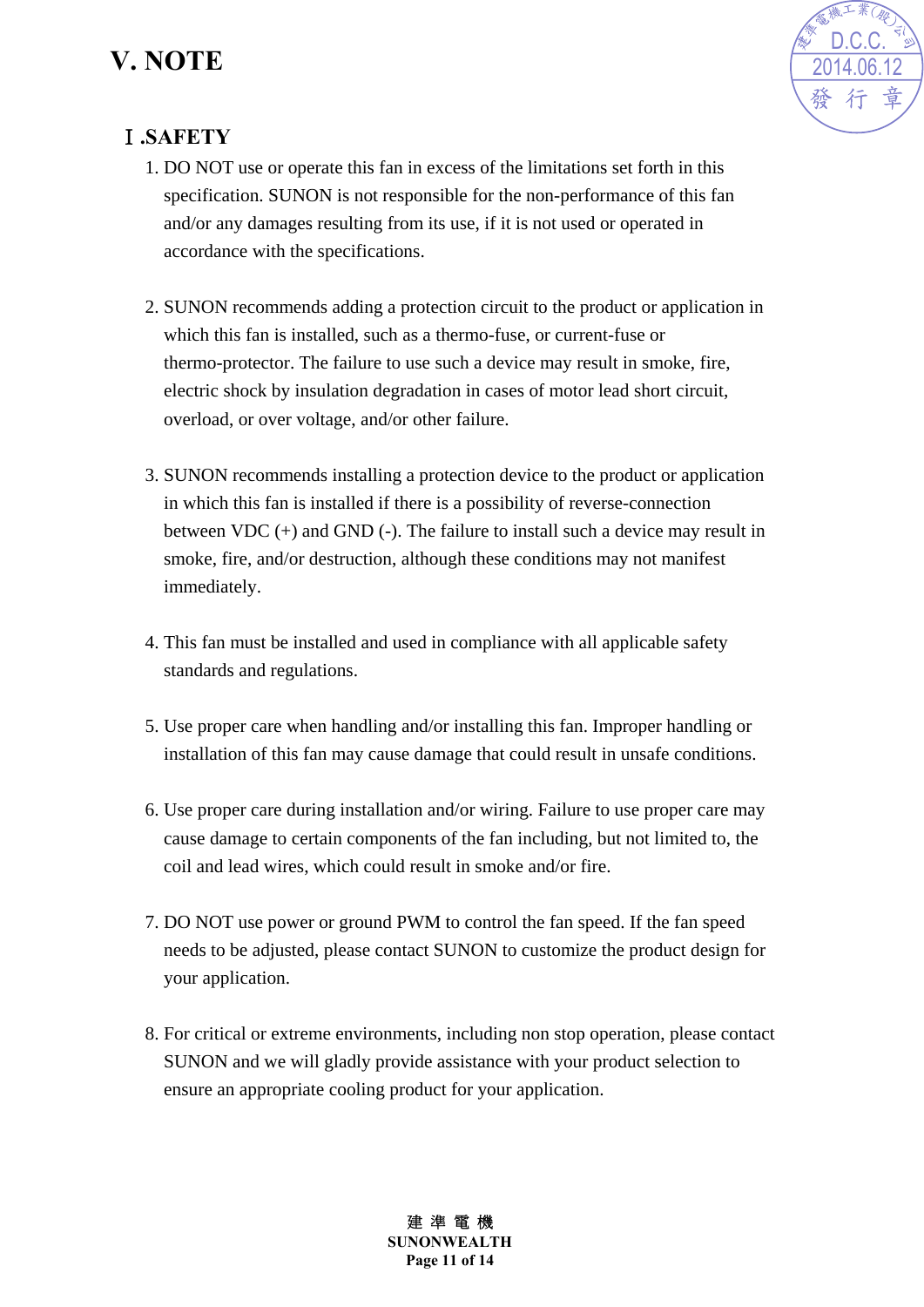# V. NOTE

## Ⅰ.SAFETY

1. DO NOT use or operate this fan in excess of the limitations set forth in this specification. SUNON is not responsible for the non-performance of this fan and/or any damages resulting from its use, if it is not used or operated in accordance with the specifications.

2. SUNON recommends adding a protection circuit to the product or application in which this fan is installed, such as a thermo-fuse, or current-fuse or thermo-protector. The failure to use such a device may result in smoke, fire, electric shock by insulation degradation in cases of motor lead short circuit, overload, or over voltage, and/or other failure.

3. SUNON recommends installing a protection device to the product or application in which this fan is installed if there is a possibility of reverse-connection between VDC (+) and GND (-). The failure to install such a device may result in smoke, fire, and/or destruction, although these conditions may not manifest immediately.

4. This fan must be installed and used in compliance with all applicable safety standards and regulations.

5. Use proper care when handling and/or installing this fan. Improper handling or installation of this fan may cause damage that could result in unsafe conditions.

6. Use proper care during installation and/or wiring. Failure to use proper care may cause damage to certain components of the fan including, but not limited to, the coil and lead wires, which could result in smoke and/or fire.

7. DO NOT use power or ground PWM to control the fan speed. If the fan speed needs to be adjusted, please contact SUNON to customize the product design for your application.

8. For critical or extreme environments, including non stop operation, please contact SUNON and we will gladly provide assistance with your product selection to ensure an appropriate cooling product for your application.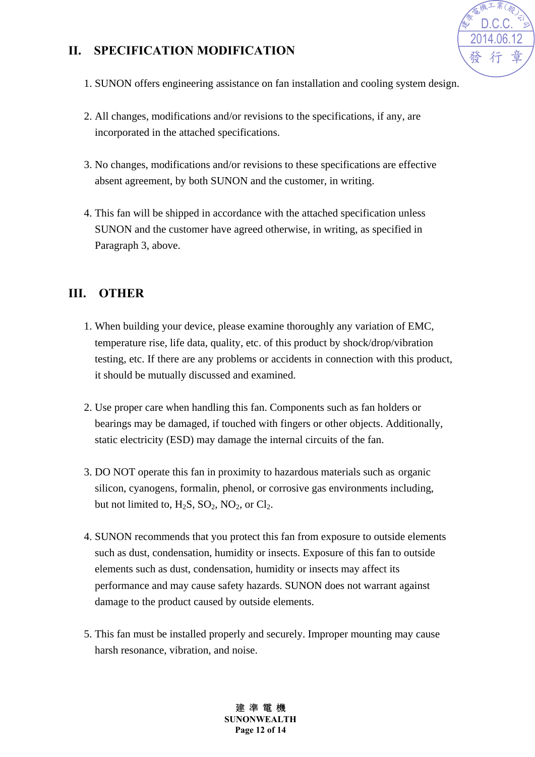## II. SPECIFICATION MODIFICATION

1. SUNON offers engineering assistance on fan installation and cooling system design.

2. All changes, modifications and/or revisions to the specifications, if any, are incorporated in the attached specifications.

3. No changes, modifications and/or revisions to these specifications are effective absent agreement, by both SUNON and the customer, in writing.

4. This fan will be shipped in accordance with the attached specification unless SUNON and the customer have agreed otherwise, in writing, as specified in Paragraph 3, above.

## III. OTHER

1. When building your device, please examine thoroughly any variation of EMC, temperature rise, life data, quality, etc. of this product by shock/drop/vibration testing, etc. If there are any problems or accidents in connection with this product, it should be mutually discussed and examined.

2. Use proper care when handling this fan. Components such as fan holders or bearings may be damaged, if touched with fingers or other objects. Additionally, static electricity (ESD) may damage the internal circuits of the fan.

3. DO NOT operate this fan in proximity to hazardous materials such as organic silicon, cyanogens, formalin, phenol, or corrosive gas environments including, but not limited to, $H_2S$, $SO_2$, $NO_2$, or $Cl_2$.

4. SUNON recommends that you protect this fan from exposure to outside elements such as dust, condensation, humidity or insects. Exposure of this fan to outside elements such as dust, condensation, humidity or insects may affect its performance and may cause safety hazards. SUNON does not warrant against damage to the product caused by outside elements.

5. This fan must be installed properly and securely. Improper mounting may cause harsh resonance, vibration, and noise.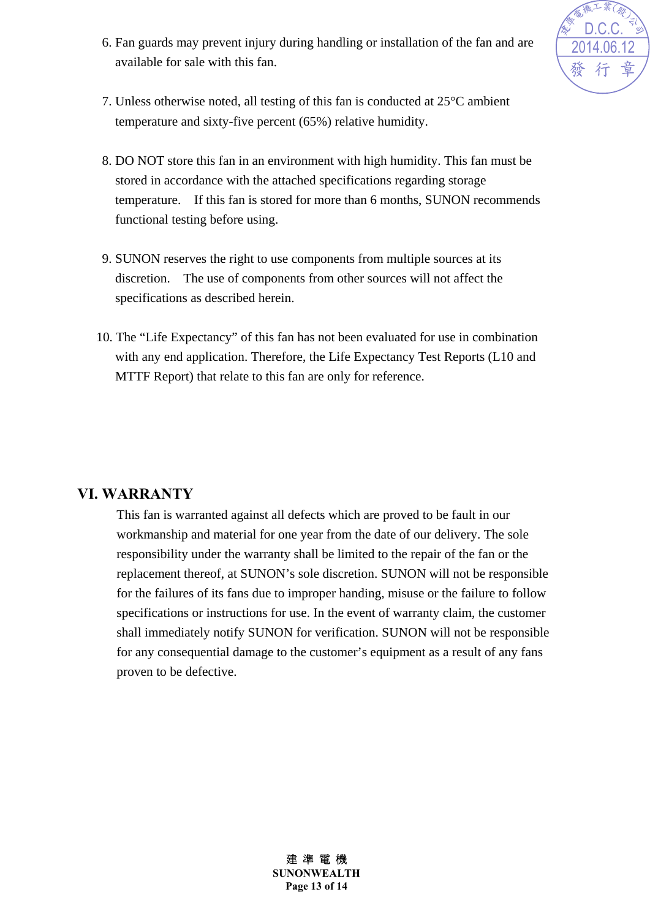6. Fan guards may prevent injury during handling or installation of the fan and are available for sale with this fan.

7. Unless otherwise noted, all testing of this fan is conducted at 25°C ambient temperature and sixty-five percent (65%) relative humidity.

8. DO NOT store this fan in an environment with high humidity. This fan must be stored in accordance with the attached specifications regarding storage temperature. If this fan is stored for more than 6 months, SUNON recommends functional testing before using.

9. SUNON reserves the right to use components from multiple sources at its discretion. The use of components from other sources will not affect the specifications as described herein.

10. The "Life Expectancy" of this fan has not been evaluated for use in combination with any end application. Therefore, the Life Expectancy Test Reports (L10 and MTTF Report) that relate to this fan are only for reference.

## VI. WARRANTY

This fan is warranted against all defects which are proved to be fault in our workmanship and material for one year from the date of our delivery. The sole responsibility under the warranty shall be limited to the repair of the fan or the replacement thereof, at SUNON's sole discretion. SUNON will not be responsible for the failures of its fans due to improper handing, misuse or the failure to follow specifications or instructions for use. In the event of warranty claim, the customer shall immediately notify SUNON for verification. SUNON will not be responsible for any consequential damage to the customer's equipment as a result of any fans proven to be defective.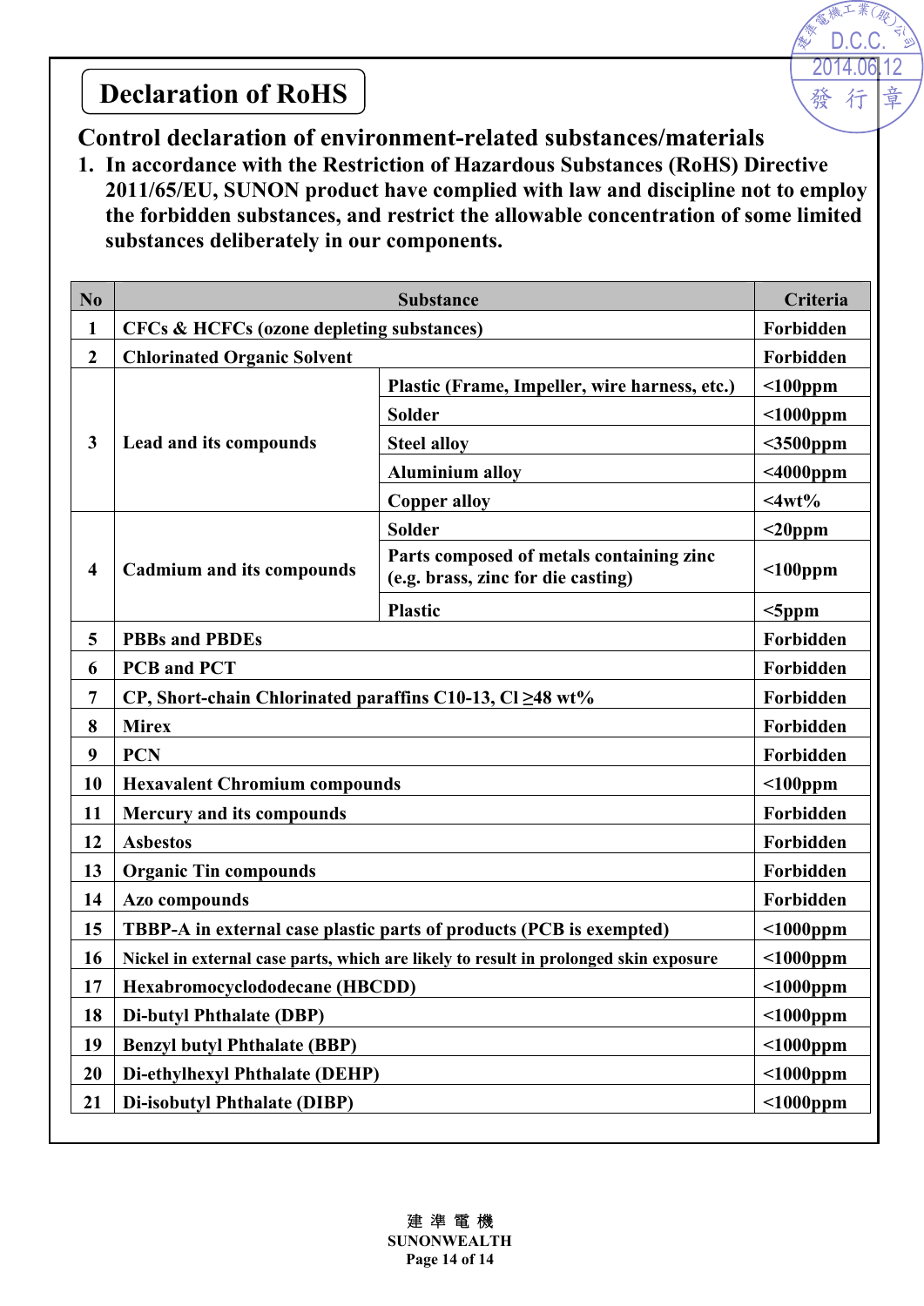# Declaration of RoHS

## Control declaration of environment-related substances/materials

1. In accordance with the Restriction of Hazardous Substances (RoHS) Directive 2011/65/EU, SUNON product have complied with law and discipline not to employ the forbidden substances, and restrict the allowable concentration of some limited substances deliberately in our components.

| No | Substance | | Criteria |
|---|---|---|---|
| 1 | CFCs & HCFCs (ozone depleting substances) | | Forbidden |
| 2 | Chlorinated Organic Solvent | | Forbidden |
| 3 | Lead and its compounds | Plastic (Frame, Impeller, wire harness, etc.) | <100ppm |
| | | Solder | <1000ppm |
| | | Steel alloy | <3500ppm |
| | | Aluminium alloy | <4000ppm |
| | | Copper alloy | <4wt% |
| 4 | Cadmium and its compounds | Solder | <20ppm |
| | | Parts composed of metals containing zinc (e.g. brass, zinc for die casting) | <100ppm |
| | | Plastic | <5ppm |
| 5 | PBBs and PBDEs | | Forbidden |
| 6 | PCB and PCT | | Forbidden |
| 7 | CP, Short-chain Chlorinated paraffins C10-13, Cl ≥48 wt% | | Forbidden |
| 8 | Mirex | | Forbidden |
| 9 | PCN | | Forbidden |
| 10 | Hexavalent Chromium compounds | | <100ppm |
| 11 | Mercury and its compounds | | Forbidden |
| 12 | Asbestos | | Forbidden |
| 13 | Organic Tin compounds | | Forbidden |
| 14 | Azo compounds | | Forbidden |
| 15 | TBBP-A in external case plastic parts of products (PCB is exempted) | | <1000ppm |
| 16 | Nickel in external case parts, which are likely to result in prolonged skin exposure | | <1000ppm |
| 17 | Hexabromocyclododecane (HBCDD) | | <1000ppm |
| 18 | Di-butyl Phthalate (DBP) | | <1000ppm |
| 19 | Benzyl butyl Phthalate (BBP) | | <1000ppm |
| 20 | Di-ethylhexyl Phthalate (DEHP) | | <1000ppm |
| 21 | Di-isobutyl Phthalate (DIBP) | | <1000ppm |